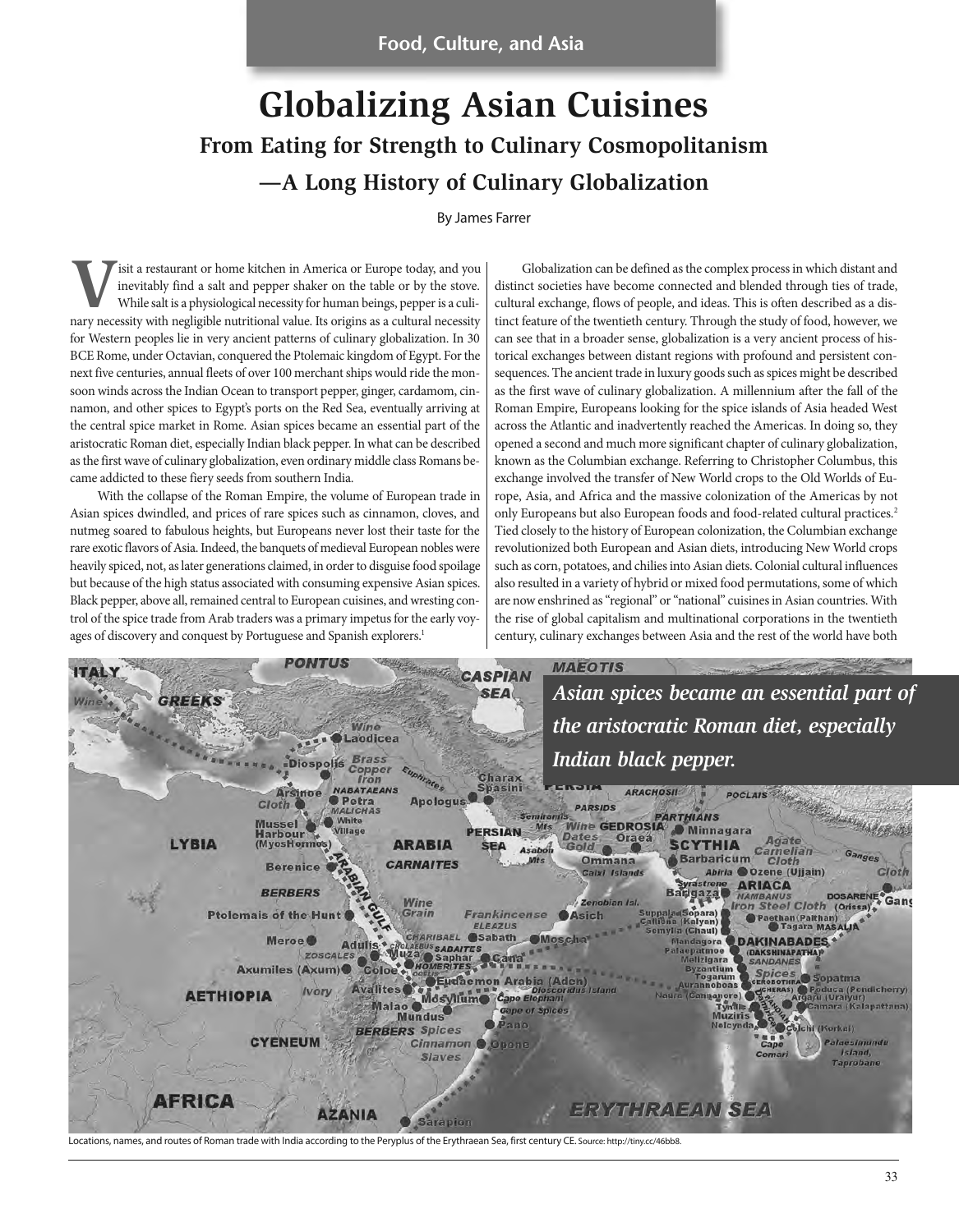Food, Culture, and Asia

# Globalizing Asian Cuisines

## From Eating for Strength to Culinary Cosmopolitanism

## —A Long History of Culinary Globalization

By James Farrer

Visit a restaurant or home kitchen in America or Europe today, and you inevitably find a salt and pepper shaker on the table or by the stove. While salt is a physiological necessity for human beings, pepper is a culinary necessity with negligible nutritional value. Its origins as a cultural necessity for Western peoples lie in very ancient patterns of culinary globalization. In 30 BCE Rome, under Octavian, conquered the Ptolemaic kingdom of Egypt. For the next five centuries, annual fleets of over 100 merchant ships would ride the monsoon winds across the Indian Ocean to transport pepper, ginger, cardamom, cinnamon, and other spices to Egypt's ports on the Red Sea, eventually arriving at the central spice market in Rome. Asian spices became an essential part of the aristocratic Roman diet, especially Indian black pepper. In what can be described as the first wave of culinary globalization, even ordinary middle class Romans became addicted to these fiery seeds from southern India.

With the collapse of the Roman Empire, the volume of European trade in Asian spices dwindled, and prices of rare spices such as cinnamon, cloves, and nutmeg soared to fabulous heights, but Europeans never lost their taste for the rare exotic flavors of Asia. Indeed, the banquets of medieval European nobles were heavily spiced, not, as later generations claimed, in order to disguise food spoilage but because of the high status associated with consuming expensive Asian spices. Black pepper, above all, remained central to European cuisines, and wresting control of the spice trade from Arab traders was a primary impetus for the early voyages of discovery and conquest by Portuguese and Spanish explorers.[1]

Globalization can be defined as the complex process in which distant and distinct societies have become connected and blended through ties of trade, cultural exchange, flows of people, and ideas. This is often described as a distinct feature of the twentieth century. Through the study of food, however, we can see that in a broader sense, globalization is a very ancient process of historical exchanges between distant regions with profound and persistent consequences. The ancient trade in luxury goods such as spices might be described as the first wave of culinary globalization. A millennium after the fall of the Roman Empire, Europeans looking for the spice islands of Asia headed West across the Atlantic and inadvertently reached the Americas. In doing so, they opened a second and much more significant chapter of culinary globalization, known as the Columbian exchange. Referring to Christopher Columbus, this exchange involved the transfer of New World crops to the Old Worlds of Europe, Asia, and Africa and the massive colonization of the Americas by not only Europeans but also European foods and food-related cultural practices.[2] Tied closely to the history of European colonization, the Columbian exchange revolutionized both European and Asian diets, introducing New World crops such as corn, potatoes, and chilies into Asian diets. Colonial cultural influences also resulted in a variety of hybrid or mixed food permutations, some of which are now enshrined as "regional" or "national" cuisines in Asian countries. With the rise of global capitalism and multinational corporations in the twentieth century, culinary exchanges between Asia and the rest of the world have both

*Asian spices became an essential part of the aristocratic Roman diet, especially Indian black pepper.*

Locations, names, and routes of Roman trade with India according to the Peryplus of the Erythraean Sea, first century CE. Source: http://tiny.cc/46bb8.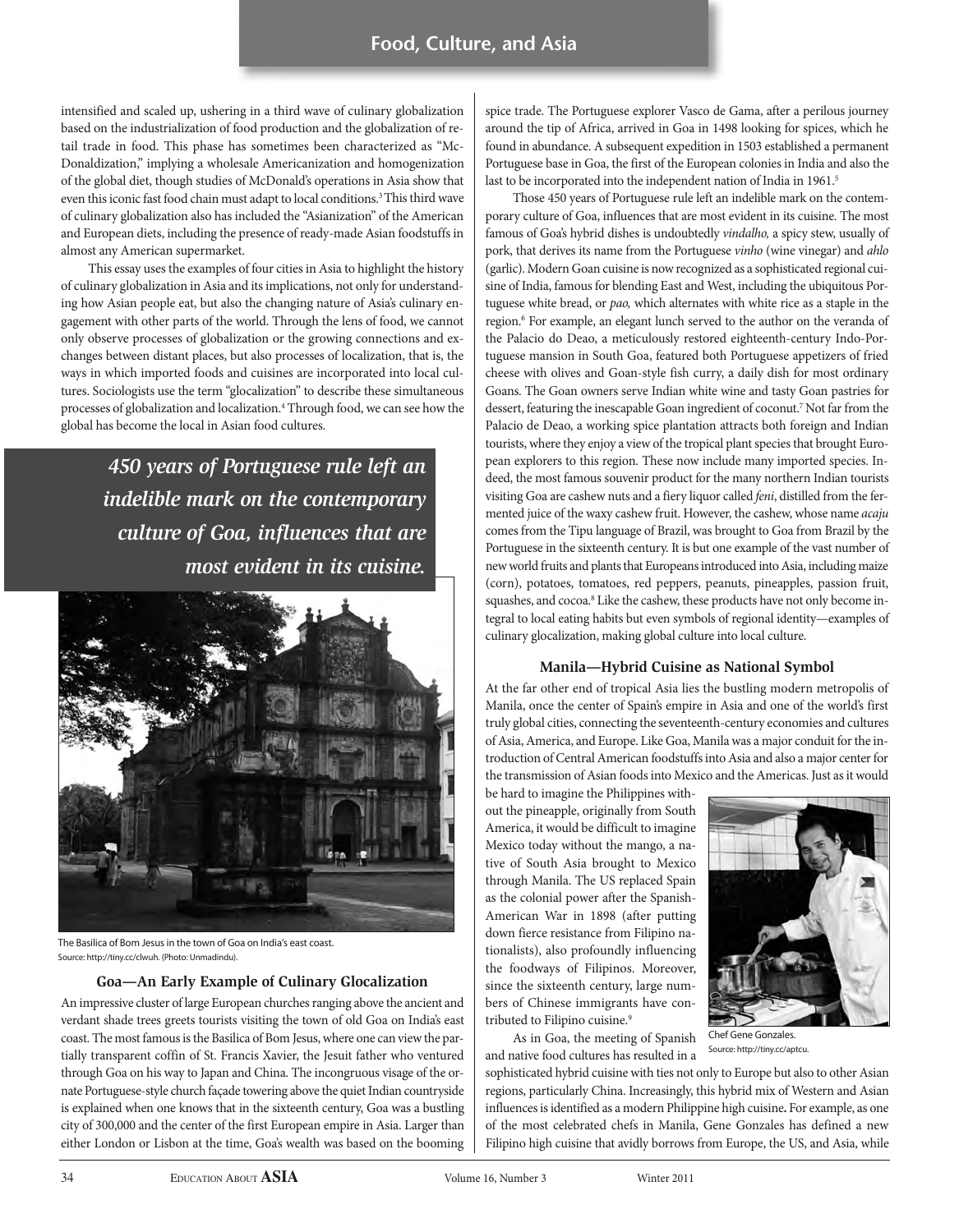intensified and scaled up, ushering in a third wave of culinary globalization based on the industrialization of food production and the globalization of retail trade in food. This phase has sometimes been characterized as "McDonaldization," implying a wholesale Americanization and homogenization of the global diet, though studies of McDonald's operations in Asia show that even this iconic fast food chain must adapt to local conditions.[3] This third wave of culinary globalization also has included the "Asianization" of the American and European diets, including the presence of ready-made Asian foodstuffs in almost any American supermarket.

This essay uses the examples of four cities in Asia to highlight the history of culinary globalization in Asia and its implications, not only for understanding how Asian people eat, but also the changing nature of Asia's culinary engagement with other parts of the world. Through the lens of food, we cannot only observe processes of globalization or the growing connections and exchanges between distant places, but also processes of localization, that is, the ways in which imported foods and cuisines are incorporated into local cultures. Sociologists use the term "glocalization" to describe these simultaneous processes of globalization and localization.[4] Through food, we can see how the global has become the local in Asian food cultures.

***450 years of Portuguese rule left an indelible mark on the contemporary culture of Goa, influences that are most evident in its cuisine.***

The Basilica of Bom Jesus in the town of Goa on India's east coast.
Source: http://tiny.cc/clwuh. (Photo: Unmadindu).

### Goa—An Early Example of Culinary Glocalization

An impressive cluster of large European churches ranging above the ancient and verdant shade trees greets tourists visiting the town of old Goa on India's east coast. The most famous is the Basilica of Bom Jesus, where one can view the partially transparent coffin of St. Francis Xavier, the Jesuit father who ventured through Goa on his way to Japan and China. The incongruous visage of the ornate Portuguese-style church façade towering above the quiet Indian countryside is explained when one knows that in the sixteenth century, Goa was a bustling city of 300,000 and the center of the first European empire in Asia. Larger than either London or Lisbon at the time, Goa's wealth was based on the booming spice trade. The Portuguese explorer Vasco de Gama, after a perilous journey around the tip of Africa, arrived in Goa in 1498 looking for spices, which he found in abundance. A subsequent expedition in 1503 established a permanent Portuguese base in Goa, the first of the European colonies in India and also the last to be incorporated into the independent nation of India in 1961.[5]

Those 450 years of Portuguese rule left an indelible mark on the contemporary culture of Goa, influences that are most evident in its cuisine. The most famous of Goa's hybrid dishes is undoubtedly *vindalho,* a spicy stew, usually of pork, that derives its name from the Portuguese *vinho* (wine vinegar) and *ahlo* (garlic). Modern Goan cuisine is now recognized as a sophisticated regional cuisine of India, famous for blending East and West, including the ubiquitous Portuguese white bread, or *pao,* which alternates with white rice as a staple in the region.[6] For example, an elegant lunch served to the author on the veranda of the Palacio do Deao, a meticulously restored eighteenth-century Indo-Portuguese mansion in South Goa, featured both Portuguese appetizers of fried cheese with olives and Goan-style fish curry, a daily dish for most ordinary Goans. The Goan owners serve Indian white wine and tasty Goan pastries for dessert, featuring the inescapable Goan ingredient of coconut.[7] Not far from the Palacio de Deao, a working spice plantation attracts both foreign and Indian tourists, where they enjoy a view of the tropical plant species that brought European explorers to this region. These now include many imported species. Indeed, the most famous souvenir product for the many northern Indian tourists visiting Goa are cashew nuts and a fiery liquor called *feni*, distilled from the fermented juice of the waxy cashew fruit. However, the cashew, whose name *acaju* comes from the Tipu language of Brazil, was brought to Goa from Brazil by the Portuguese in the sixteenth century. It is but one example of the vast number of new world fruits and plants that Europeans introduced into Asia, including maize (corn), potatoes, tomatoes, red peppers, peanuts, pineapples, passion fruit, squashes, and cocoa.[8] Like the cashew, these products have not only become integral to local eating habits but even symbols of regional identity—examples of culinary glocalization, making global culture into local culture.

### Manila—Hybrid Cuisine as National Symbol

At the far other end of tropical Asia lies the bustling modern metropolis of Manila, once the center of Spain's empire in Asia and one of the world's first truly global cities, connecting the seventeenth-century economies and cultures of Asia, America, and Europe. Like Goa, Manila was a major conduit for the introduction of Central American foodstuffs into Asia and also a major center for the transmission of Asian foods into Mexico and the Americas. Just as it would be hard to imagine the Philippines without the pineapple, originally from South America, it would be difficult to imagine Mexico today without the mango, a native of South Asia brought to Mexico through Manila. The US replaced Spain as the colonial power after the Spanish-American War in 1898 (after putting down fierce resistance from Filipino nationalists), also profoundly influencing the foodways of Filipinos. Moreover, since the sixteenth century, large numbers of Chinese immigrants have contributed to Filipino cuisine.[9]

Chef Gene Gonzales.
Source: http://tiny.cc/aptcu.

As in Goa, the meeting of Spanish and native food cultures has resulted in a sophisticated hybrid cuisine with ties not only to Europe but also to other Asian regions, particularly China. Increasingly, this hybrid mix of Western and Asian influences is identified as a modern Philippine high cuisine**.** For example, as one of the most celebrated chefs in Manila, Gene Gonzales has defined a new Filipino high cuisine that avidly borrows from Europe, the US, and Asia, while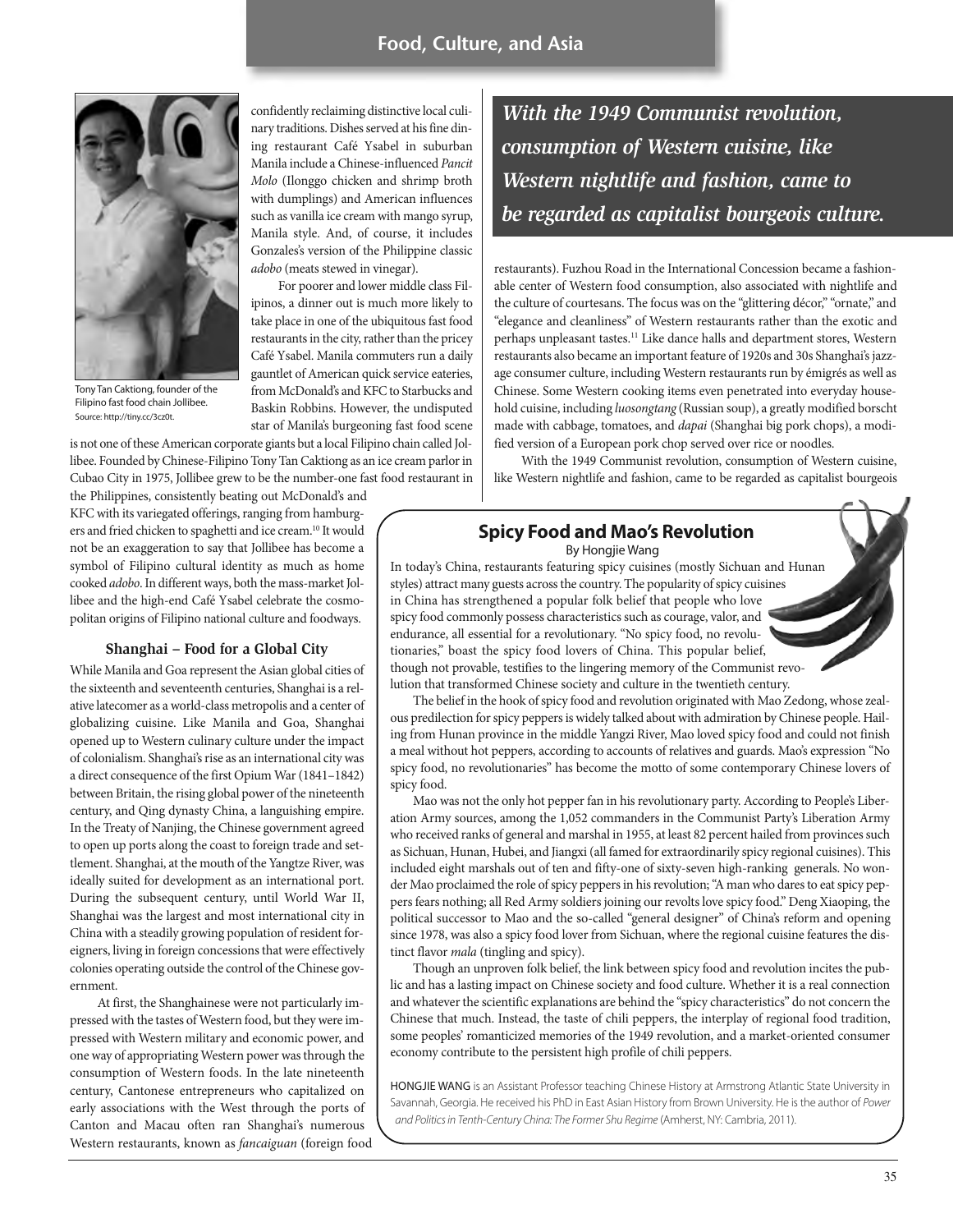Tony Tan Caktiong, founder of the Filipino fast food chain Jollibee. Source: http://tiny.cc/3cz0t.

confidently reclaiming distinctive local culinary traditions. Dishes served at his fine dining restaurant Café Ysabel in suburban Manila include a Chinese-influenced *Pancit Molo* (Ilonggo chicken and shrimp broth with dumplings) and American influences such as vanilla ice cream with mango syrup, Manila style. And, of course, it includes Gonzales's version of the Philippine classic *adobo* (meats stewed in vinegar).

For poorer and lower middle class Filipinos, a dinner out is much more likely to take place in one of the ubiquitous fast food restaurants in the city, rather than the pricey Café Ysabel. Manila commuters run a daily gauntlet of American quick service eateries, from McDonald's and KFC to Starbucks and Baskin Robbins. However, the undisputed star of Manila's burgeoning fast food scene is not one of these American corporate giants but a local Filipino chain called Jollibee. Founded by Chinese-Filipino Tony Tan Caktiong as an ice cream parlor in Cubao City in 1975, Jollibee grew to be the number-one fast food restaurant in the Philippines, consistently beating out McDonald's and KFC with its variegated offerings, ranging from hamburgers and fried chicken to spaghetti and ice cream.[10] It would not be an exaggeration to say that Jollibee has become a symbol of Filipino cultural identity as much as home cooked *adobo*. In different ways, both the mass-market Jollibee and the high-end Café Ysabel celebrate the cosmopolitan origins of Filipino national culture and foodways.

### Shanghai – Food for a Global City

While Manila and Goa represent the Asian global cities of the sixteenth and seventeenth centuries, Shanghai is a relative latecomer as a world-class metropolis and a center of globalizing cuisine. Like Manila and Goa, Shanghai opened up to Western culinary culture under the impact of colonialism. Shanghai's rise as an international city was a direct consequence of the first Opium War (1841–1842) between Britain, the rising global power of the nineteenth century, and Qing dynasty China, a languishing empire. In the Treaty of Nanjing, the Chinese government agreed to open up ports along the coast to foreign trade and settlement. Shanghai, at the mouth of the Yangtze River, was ideally suited for development as an international port. During the subsequent century, until World War II, Shanghai was the largest and most international city in China with a steadily growing population of resident foreigners, living in foreign concessions that were effectively colonies operating outside the control of the Chinese government.

At first, the Shanghainese were not particularly impressed with the tastes of Western food, but they were impressed with Western military and economic power, and one way of appropriating Western power was through the consumption of Western foods. In the late nineteenth century, Cantonese entrepreneurs who capitalized on early associations with the West through the ports of Canton and Macau often ran Shanghai's numerous Western restaurants, known as *fancaiguan* (foreign food restaurants). Fuzhou Road in the International Concession became a fashionable center of Western food consumption, also associated with nightlife and the culture of courtesans. The focus was on the "glittering décor," "ornate," and "elegance and cleanliness" of Western restaurants rather than the exotic and perhaps unpleasant tastes.[11] Like dance halls and department stores, Western restaurants also became an important feature of 1920s and 30s Shanghai's jazz-age consumer culture, including Western restaurants run by émigrés as well as Chinese. Some Western cooking items even penetrated into everyday household cuisine, including *luosongtang* (Russian soup), a greatly modified borscht made with cabbage, tomatoes, and *dapai* (Shanghai big pork chops), a modified version of a European pork chop served over rice or noodles.

***With the 1949 Communist revolution, consumption of Western cuisine, like Western nightlife and fashion, came to be regarded as capitalist bourgeois culture.***

With the 1949 Communist revolution, consumption of Western cuisine, like Western nightlife and fashion, came to be regarded as capitalist bourgeois

## Spicy Food and Mao's Revolution

By Hongjie Wang

In today's China, restaurants featuring spicy cuisines (mostly Sichuan and Hunan styles) attract many guests across the country. The popularity of spicy cuisines in China has strengthened a popular folk belief that people who love spicy food commonly possess characteristics such as courage, valor, and endurance, all essential for a revolutionary. "No spicy food, no revolutionaries," boast the spicy food lovers of China. This popular belief, though not provable, testifies to the lingering memory of the Communist revolution that transformed Chinese society and culture in the twentieth century.

The belief in the hook of spicy food and revolution originated with Mao Zedong, whose zealous predilection for spicy peppers is widely talked about with admiration by Chinese people. Hailing from Hunan province in the middle Yangzi River, Mao loved spicy food and could not finish a meal without hot peppers, according to accounts of relatives and guards. Mao's expression "No spicy food, no revolutionaries" has become the motto of some contemporary Chinese lovers of spicy food.

Mao was not the only hot pepper fan in his revolutionary party. According to People's Liberation Army sources, among the 1,052 commanders in the Communist Party's Liberation Army who received ranks of general and marshal in 1955, at least 82 percent hailed from provinces such as Sichuan, Hunan, Hubei, and Jiangxi (all famed for extraordinarily spicy regional cuisines). This included eight marshals out of ten and fifty-one of sixty-seven high-ranking generals. No wonder Mao proclaimed the role of spicy peppers in his revolution; "A man who dares to eat spicy peppers fears nothing; all Red Army soldiers joining our revolts love spicy food." Deng Xiaoping, the political successor to Mao and the so-called "general designer" of China's reform and opening since 1978, was also a spicy food lover from Sichuan, where the regional cuisine features the distinct flavor *mala* (tingling and spicy).

Though an unproven folk belief, the link between spicy food and revolution incites the public and has a lasting impact on Chinese society and food culture. Whether it is a real connection and whatever the scientific explanations are behind the "spicy characteristics" do not concern the Chinese that much. Instead, the taste of chili peppers, the interplay of regional food tradition, some peoples' romanticized memories of the 1949 revolution, and a market-oriented consumer economy contribute to the persistent high profile of chili peppers.

HONGJIE WANG is an Assistant Professor teaching Chinese History at Armstrong Atlantic State University in Savannah, Georgia. He received his PhD in East Asian History from Brown University. He is the author of *Power and Politics in Tenth-Century China: The Former Shu Regime* (Amherst, NY: Cambria, 2011).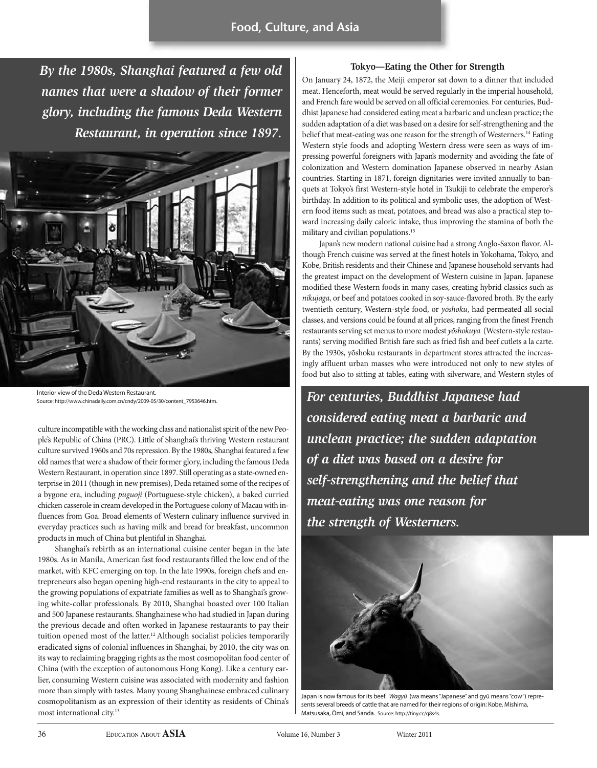*By the 1980s, Shanghai featured a few old names that were a shadow of their former glory, including the famous Deda Western Restaurant, in operation since 1897.*

Interior view of the Deda Western Restaurant.
Source: http://www.chinadaily.com.cn/cndy/2009-05/30/content_7953646.htm.

culture incompatible with the working class and nationalist spirit of the new People's Republic of China (PRC). Little of Shanghai's thriving Western restaurant culture survived 1960s and 70s repression. By the 1980s, Shanghai featured a few old names that were a shadow of their former glory, including the famous Deda Western Restaurant, in operation since 1897. Still operating as a state-owned enterprise in 2011 (though in new premises), Deda retained some of the recipes of a bygone era, including *puguoji* (Portuguese-style chicken), a baked curried chicken casserole in cream developed in the Portuguese colony of Macau with influences from Goa. Broad elements of Western culinary influence survived in everyday practices such as having milk and bread for breakfast, uncommon products in much of China but plentiful in Shanghai.

Shanghai's rebirth as an international cuisine center began in the late 1980s. As in Manila, American fast food restaurants filled the low end of the market, with KFC emerging on top. In the late 1990s, foreign chefs and entrepreneurs also began opening high-end restaurants in the city to appeal to the growing populations of expatriate families as well as to Shanghai's growing white-collar professionals. By 2010, Shanghai boasted over 100 Italian and 500 Japanese restaurants. Shanghainese who had studied in Japan during the previous decade and often worked in Japanese restaurants to pay their tuition opened most of the latter.[12] Although socialist policies temporarily eradicated signs of colonial influences in Shanghai, by 2010, the city was on its way to reclaiming bragging rights as the most cosmopolitan food center of China (with the exception of autonomous Hong Kong). Like a century earlier, consuming Western cuisine was associated with modernity and fashion more than simply with tastes. Many young Shanghainese embraced culinary cosmopolitanism as an expression of their identity as residents of China's most international city.[13]

### Tokyo—Eating the Other for Strength

On January 24, 1872, the Meiji emperor sat down to a dinner that included meat. Henceforth, meat would be served regularly in the imperial household, and French fare would be served on all official ceremonies. For centuries, Buddhist Japanese had considered eating meat a barbaric and unclean practice; the sudden adaptation of a diet was based on a desire for self-strengthening and the belief that meat-eating was one reason for the strength of Westerners.[14] Eating Western style foods and adopting Western dress were seen as ways of impressing powerful foreigners with Japan's modernity and avoiding the fate of colonization and Western domination Japanese observed in nearby Asian countries. Starting in 1871, foreign dignitaries were invited annually to banquets at Tokyo's first Western-style hotel in Tsukiji to celebrate the emperor's birthday. In addition to its political and symbolic uses, the adoption of Western food items such as meat, potatoes, and bread was also a practical step toward increasing daily caloric intake, thus improving the stamina of both the military and civilian populations.[15]

Japan's new modern national cuisine had a strong Anglo-Saxon flavor. Although French cuisine was served at the finest hotels in Yokohama, Tokyo, and Kobe, British residents and their Chinese and Japanese household servants had the greatest impact on the development of Western cuisine in Japan. Japanese modified these Western foods in many cases, creating hybrid classics such as *nikujaga*, or beef and potatoes cooked in soy-sauce-flavored broth. By the early twentieth century, Western-style food, or *yōshoku*, had permeated all social classes, and versions could be found at all prices, ranging from the finest French restaurants serving set menus to more modest *yōshokuya* (Western-style restaurants) serving modified British fare such as fried fish and beef cutlets a la carte. By the 1930s, yōshoku restaurants in department stores attracted the increasingly affluent urban masses who were introduced not only to new styles of food but also to sitting at tables, eating with silverware, and Western styles of

*For centuries, Buddhist Japanese had considered eating meat a barbaric and unclean practice; the sudden adaptation of a diet was based on a desire for self-strengthening and the belief that meat-eating was one reason for the strength of Westerners.*

Japan is now famous for its beef. *Wagyū* (wa means "Japanese" and gyū means "cow") represents several breeds of cattle that are named for their regions of origin: Kobe, Mishima, Matsusaka, Ōmi, and Sanda. Source: http://tiny.cc/q8s4s.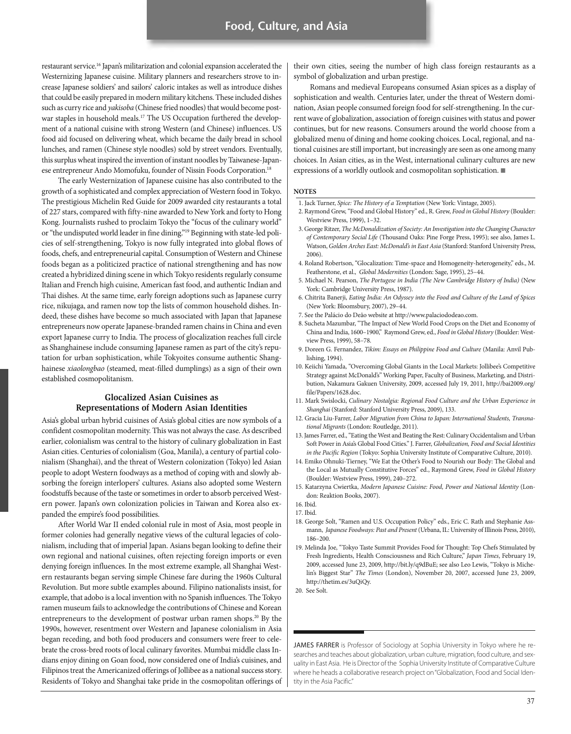restaurant service.[16] Japan's militarization and colonial expansion accelerated the Westernizing Japanese cuisine. Military planners and researchers strove to increase Japanese soldiers' and sailors' caloric intakes as well as introduce dishes that could be easily prepared in modern military kitchens. These included dishes such as curry rice and *yakisoba* (Chinese fried noodles) that would become postwar staples in household meals.[17] The US Occupation furthered the development of a national cuisine with strong Western (and Chinese) influences. US food aid focused on delivering wheat, which became the daily bread in school lunches, and ramen (Chinese style noodles) sold by street vendors. Eventually, this surplus wheat inspired the invention of instant noodles by Taiwanese-Japanese entrepreneur Ando Momofuku, founder of Nissin Foods Corporation.[18]

The early Westernization of Japanese cuisine has also contributed to the growth of a sophisticated and complex appreciation of Western food in Tokyo. The prestigious Michelin Red Guide for 2009 awarded city restaurants a total of 227 stars, compared with fifty-nine awarded to New York and forty to Hong Kong. Journalists rushed to proclaim Tokyo the "focus of the culinary world" or "the undisputed world leader in fine dining."[19] Beginning with state-led policies of self-strengthening, Tokyo is now fully integrated into global flows of foods, chefs, and entrepreneurial capital. Consumption of Western and Chinese foods began as a politicized practice of national strengthening and has now created a hybridized dining scene in which Tokyo residents regularly consume Italian and French high cuisine, American fast food, and authentic Indian and Thai dishes. At the same time, early foreign adoptions such as Japanese curry rice, nikujaga, and ramen now top the lists of common household dishes. Indeed, these dishes have become so much associated with Japan that Japanese entrepreneurs now operate Japanese-branded ramen chains in China and even export Japanese curry to India. The process of glocalization reaches full circle as Shanghainese include consuming Japanese ramen as part of the city's reputation for urban sophistication, while Tokyoites consume authentic Shanghainese *xiaolongbao* (steamed, meat-filled dumplings) as a sign of their own established cosmopolitanism.

## Glocalized Asian Cuisines as Representations of Modern Asian Identities

Asia's global urban hybrid cuisines of Asia's global cities are now symbols of a confident cosmopolitan modernity. This was not always the case. As described earlier, colonialism was central to the history of culinary globalization in East Asian cities. Centuries of colonialism (Goa, Manila), a century of partial colonialism (Shanghai), and the threat of Western colonization (Tokyo) led Asian people to adopt Western foodways as a method of coping with and slowly absorbing the foreign interlopers' cultures. Asians also adopted some Western foodstuffs because of the taste or sometimes in order to absorb perceived Western power. Japan's own colonization policies in Taiwan and Korea also expanded the empire's food possibilities.

After World War II ended colonial rule in most of Asia, most people in former colonies had generally negative views of the cultural legacies of colonialism, including that of imperial Japan. Asians began looking to define their own regional and national cuisines, often rejecting foreign imports or even denying foreign influences. In the most extreme example, all Shanghai Western restaurants began serving simple Chinese fare during the 1960s Cultural Revolution. But more subtle examples abound. Filipino nationalists insist, for example, that adobo is a local invention with no Spanish influences. The Tokyo ramen museum fails to acknowledge the contributions of Chinese and Korean entrepreneurs to the development of postwar urban ramen shops.[20] By the 1990s, however, resentment over Western and Japanese colonialism in Asia began receding, and both food producers and consumers were freer to celebrate the cross-bred roots of local culinary favorites. Mumbai middle class Indians enjoy dining on Goan food, now considered one of India's cuisines, and Filipinos treat the Americanized offerings of Jollibee as a national success story. Residents of Tokyo and Shanghai take pride in the cosmopolitan offerings of their own cities, seeing the number of high class foreign restaurants as a symbol of globalization and urban prestige.

Romans and medieval Europeans consumed Asian spices as a display of sophistication and wealth. Centuries later, under the threat of Western domination, Asian people consumed foreign food for self-strengthening. In the current wave of globalization, association of foreign cuisines with status and power continues, but for new reasons. Consumers around the world choose from a globalized menu of dining and home cooking choices. Local, regional, and national cuisines are still important, but increasingly are seen as one among many choices. In Asian cities, as in the West, international culinary cultures are new expressions of a worldly outlook and cosmopolitan sophistication. ■

### NOTES

1. Jack Turner, *Spice: The History of a Temptation* (New York: Vintage, 2005).
2. Raymond Grew, "Food and Global History" ed., R. Grew, *Food in Global History* (Boulder: Westview Press, 1999), 1–32.
3. George Ritzer, *The McDonaldization of Society: An Investigation into the Changing Character of Contemporary Social Life* (Thousand Oaks: Pine Forge Press, 1995); see also, James L. Watson, *Golden Arches East: McDonald's in East Asia* (Stanford: Stanford University Press, 2006).
4. Roland Robertson, "Glocalization: Time-space and Homogeneity-heterogeneity," eds., M. Featherstone, et al., *Global Modernities* (London: Sage, 1995), 25–44.
5. Michael N. Pearson, *The Portugese in India (The New Cambridge History of India)* (New York: Cambridge University Press, 1987).
6. Chitrita Banerji, *Eating India: An Odyssey into the Food and Culture of the Land of Spices* (New York: Bloomsbury, 2007), 29–44.
7. See the Palácio do Deão website at http://www.palaciododeao.com.
8. Sucheta Mazumbar, "The Impact of New World Food Crops on the Diet and Economy of China and India, 1600–1900," Raymond Grew, ed., *Food in Global History* (Boulder: Westview Press, 1999), 58–78.
9. Doreen G. Fernandez, *Tikim: Essays on Philippine Food and Culture* (Manila: Anvil Publishing, 1994).
10. Keiichi Yamada, "Overcoming Global Giants in the Local Markets: Jollibee's Competitive Strategy against McDonald's" Working Paper, Faculty of Business, Marketing, and Distribution, Nakamura Gakuen University, 2009, accessed July 19, 2011, http://bai2009.org/file/Papers/1628.doc.
11. Mark Swislocki, *Culinary Nostalgia: Regional Food Culture and the Urban Experience in Shanghai* (Stanford: Stanford University Press, 2009), 133.
12. Gracia Liu-Farrer, *Labor Migration from China to Japan: International Students, Transnational Migrants* (London: Routledge, 2011).
13. James Farrer, ed., "Eating the West and Beating the Rest: Culinary Occidentalism and Urban Soft Power in Asia's Global Food Cities." J. Farrer, *Globalization, Food and Social Identities in the Pacific Region* (Tokyo: Sophia University Institute of Comparative Culture, 2010).
14. Emiko Ohnuki-Tierney, "We Eat the Other's Food to Nourish our Body: The Global and the Local as Mutually Constitutive Forces" ed., Raymond Grew, *Food in Global History* (Boulder: Westview Press, 1999), 240–272.
15. Katarzyna Cwiertka, *Modern Japanese Cuisine: Food, Power and National Identity* (London: Reaktion Books, 2007).
16. Ibid.
17. Ibid.
18. George Solt, "Ramen and U.S. Occupation Policy" eds., Eric C. Rath and Stephanie Assmann, *Japanese Foodways: Past and Present* (Urbana, IL: University of Illinois Press, 2010), 186–200.
19. Melinda Joe, "Tokyo Taste Summit Provides Food for Thought: Top Chefs Stimulated by Fresh Ingredients, Health Consciousness and Rich Culture," *Japan Times*, February 19, 2009, accessed June 23, 2009, http://bit.ly/q9dBuE; see also Leo Lewis, "Tokyo is Michelin's Biggest Star" *The Times* (London), November 20, 2007, accessed June 23, 2009, http://thetim.es/3uQiQy.
20. See Solt.

JAMES FARRER is Professor of Sociology at Sophia University in Tokyo where he researches and teaches about globalization, urban culture, migration, food culture, and sexuality in East Asia. He is Director of the Sophia University Institute of Comparative Culture where he heads a collaborative research project on "Globalization, Food and Social Identity in the Asia Pacific."